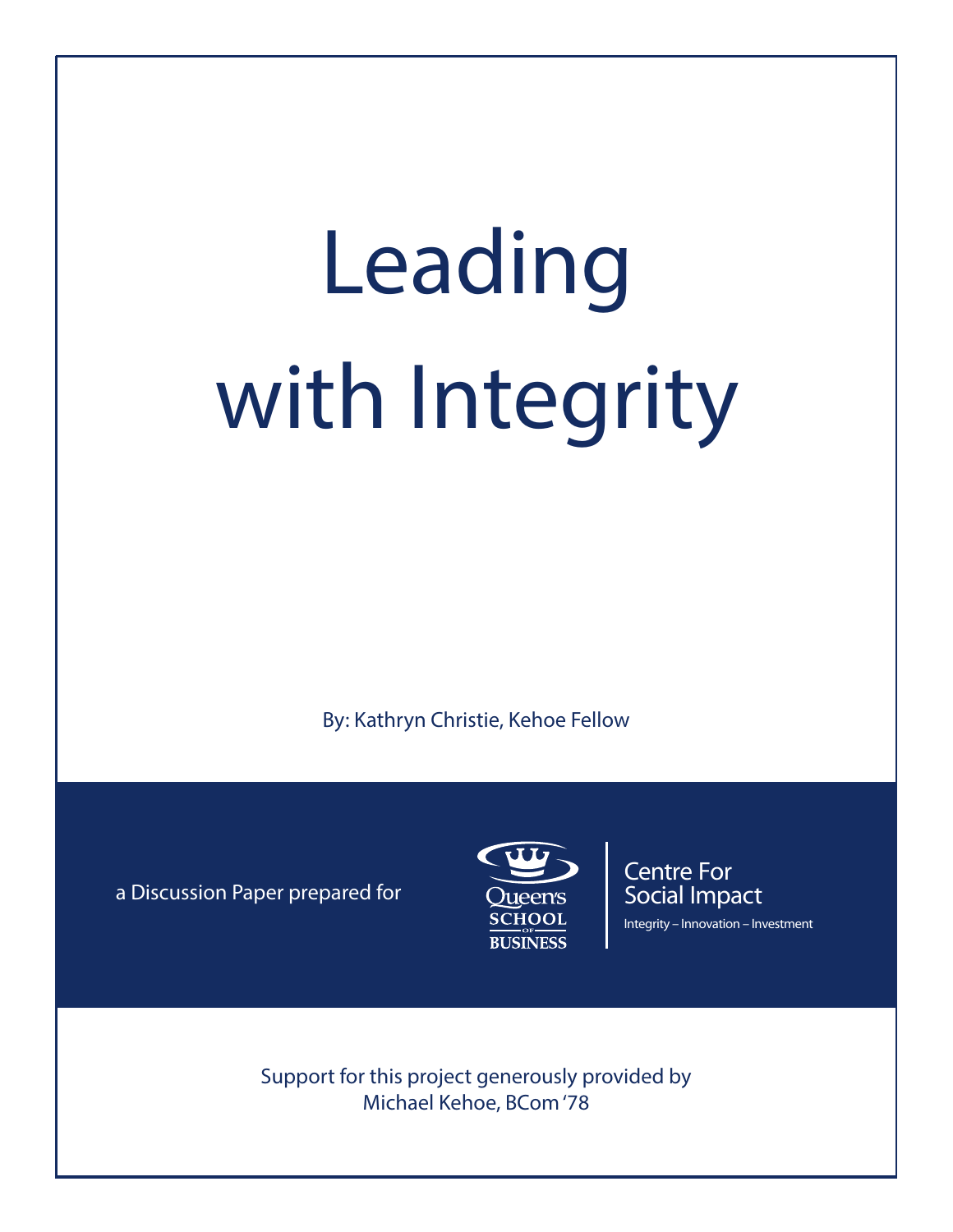# Leading with Integrity

By: Kathryn Christie, Kehoe Fellow

a Discussion Paper prepared for

Queen's SCHOOL OF BUSINESS

Centre For Social Impact

Integrity – Innovation – Investment

Support for this project generously provided by Michael Kehoe, BCom '78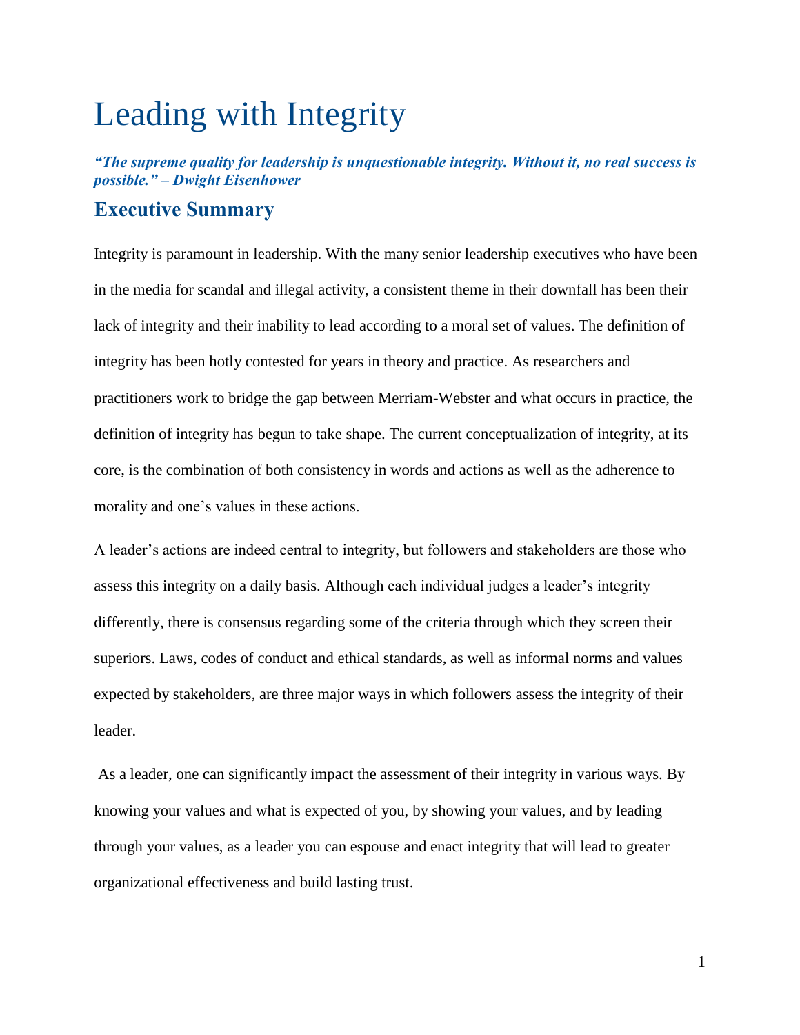# Leading with Integrity

***"The supreme quality for leadership is unquestionable integrity. Without it, no real success is possible." – Dwight Eisenhower***

## Executive Summary

Integrity is paramount in leadership. With the many senior leadership executives who have been in the media for scandal and illegal activity, a consistent theme in their downfall has been their lack of integrity and their inability to lead according to a moral set of values. The definition of integrity has been hotly contested for years in theory and practice. As researchers and practitioners work to bridge the gap between Merriam-Webster and what occurs in practice, the definition of integrity has begun to take shape. The current conceptualization of integrity, at its core, is the combination of both consistency in words and actions as well as the adherence to morality and one's values in these actions.

A leader's actions are indeed central to integrity, but followers and stakeholders are those who assess this integrity on a daily basis. Although each individual judges a leader's integrity differently, there is consensus regarding some of the criteria through which they screen their superiors. Laws, codes of conduct and ethical standards, as well as informal norms and values expected by stakeholders, are three major ways in which followers assess the integrity of their leader.

As a leader, one can significantly impact the assessment of their integrity in various ways. By knowing your values and what is expected of you, by showing your values, and by leading through your values, as a leader you can espouse and enact integrity that will lead to greater organizational effectiveness and build lasting trust.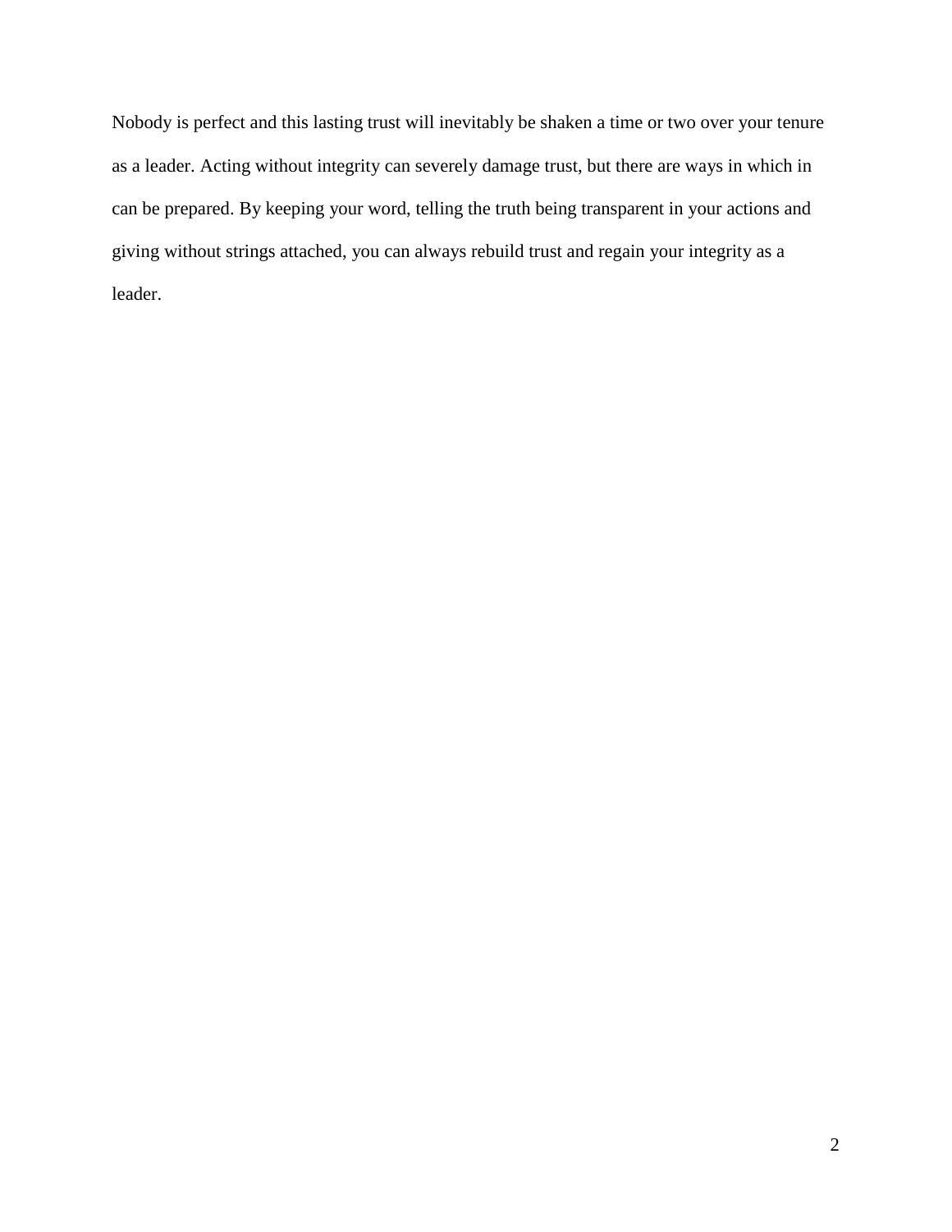Nobody is perfect and this lasting trust will inevitably be shaken a time or two over your tenure as a leader. Acting without integrity can severely damage trust, but there are ways in which in can be prepared. By keeping your word, telling the truth being transparent in your actions and giving without strings attached, you can always rebuild trust and regain your integrity as a leader.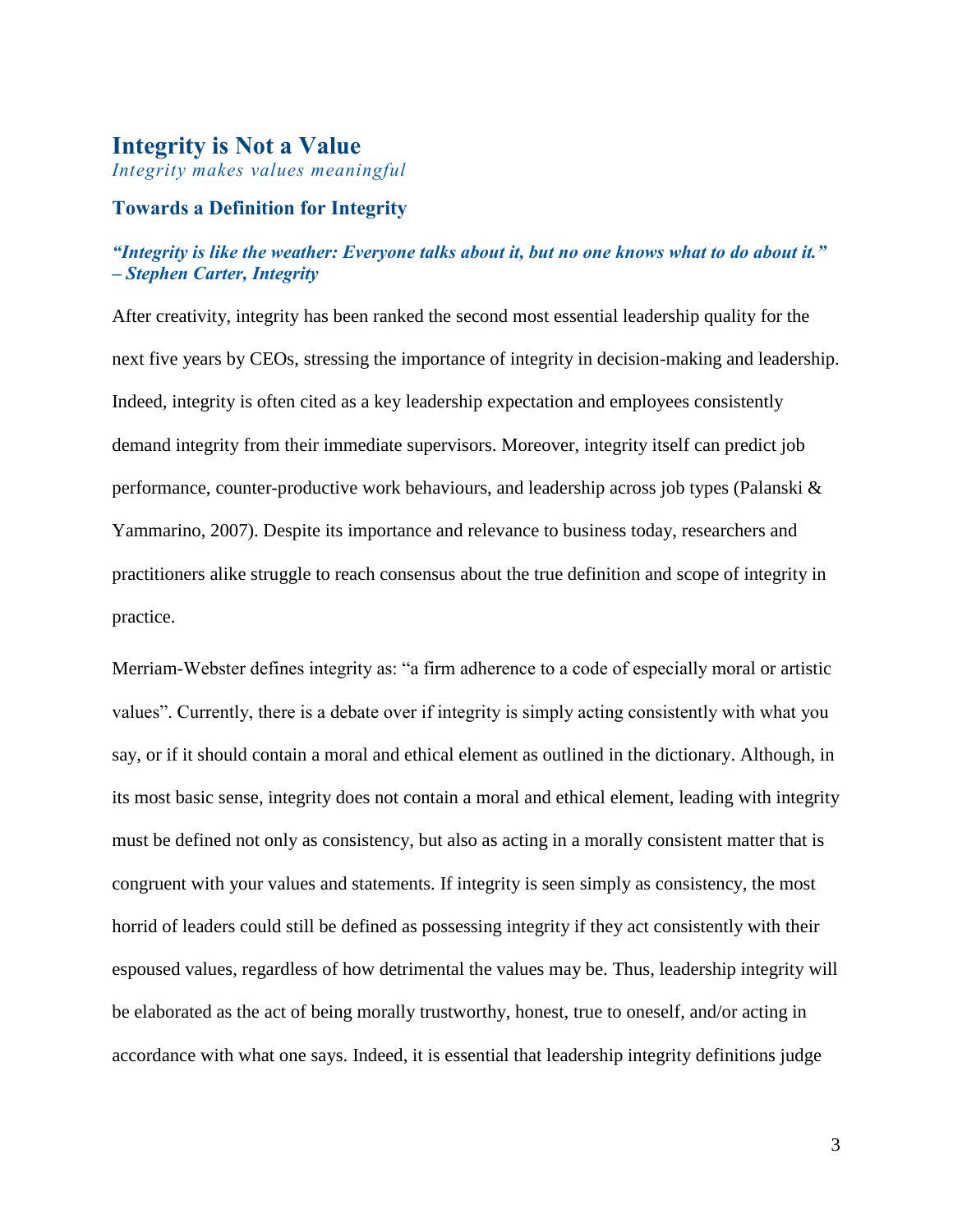## Integrity is Not a Value

*Integrity makes values meaningful*

### Towards a Definition for Integrity

***"Integrity is like the weather: Everyone talks about it, but no one knows what to do about it." – Stephen Carter, Integrity***

After creativity, integrity has been ranked the second most essential leadership quality for the next five years by CEOs, stressing the importance of integrity in decision-making and leadership. Indeed, integrity is often cited as a key leadership expectation and employees consistently demand integrity from their immediate supervisors. Moreover, integrity itself can predict job performance, counter-productive work behaviours, and leadership across job types (Palanski & Yammarino, 2007). Despite its importance and relevance to business today, researchers and practitioners alike struggle to reach consensus about the true definition and scope of integrity in practice.

Merriam-Webster defines integrity as: "a firm adherence to a code of especially moral or artistic values". Currently, there is a debate over if integrity is simply acting consistently with what you say, or if it should contain a moral and ethical element as outlined in the dictionary. Although, in its most basic sense, integrity does not contain a moral and ethical element, leading with integrity must be defined not only as consistency, but also as acting in a morally consistent matter that is congruent with your values and statements. If integrity is seen simply as consistency, the most horrid of leaders could still be defined as possessing integrity if they act consistently with their espoused values, regardless of how detrimental the values may be. Thus, leadership integrity will be elaborated as the act of being morally trustworthy, honest, true to oneself, and/or acting in accordance with what one says. Indeed, it is essential that leadership integrity definitions judge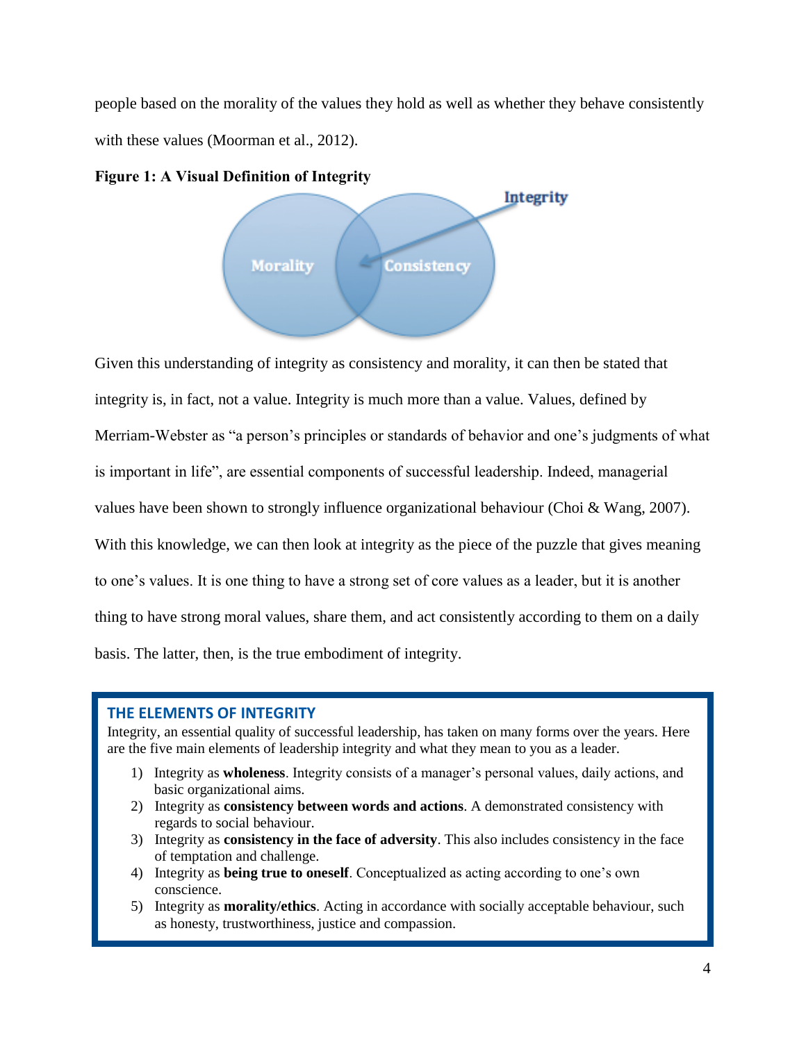people based on the morality of the values they hold as well as whether they behave consistently with these values (Moorman et al., 2012).

**Figure 1: A Visual Definition of Integrity**

Given this understanding of integrity as consistency and morality, it can then be stated that integrity is, in fact, not a value. Integrity is much more than a value. Values, defined by Merriam-Webster as "a person's principles or standards of behavior and one's judgments of what is important in life", are essential components of successful leadership. Indeed, managerial values have been shown to strongly influence organizational behaviour (Choi & Wang, 2007). With this knowledge, we can then look at integrity as the piece of the puzzle that gives meaning to one's values. It is one thing to have a strong set of core values as a leader, but it is another thing to have strong moral values, share them, and act consistently according to them on a daily basis. The latter, then, is the true embodiment of integrity.

### THE ELEMENTS OF INTEGRITY

Integrity, an essential quality of successful leadership, has taken on many forms over the years. Here are the five main elements of leadership integrity and what they mean to you as a leader.

1) Integrity as **wholeness**. Integrity consists of a manager's personal values, daily actions, and basic organizational aims.
2) Integrity as **consistency between words and actions**. A demonstrated consistency with regards to social behaviour.
3) Integrity as **consistency in the face of adversity**. This also includes consistency in the face of temptation and challenge.
4) Integrity as **being true to oneself**. Conceptualized as acting according to one's own conscience.
5) Integrity as **morality/ethics**. Acting in accordance with socially acceptable behaviour, such as honesty, trustworthiness, justice and compassion.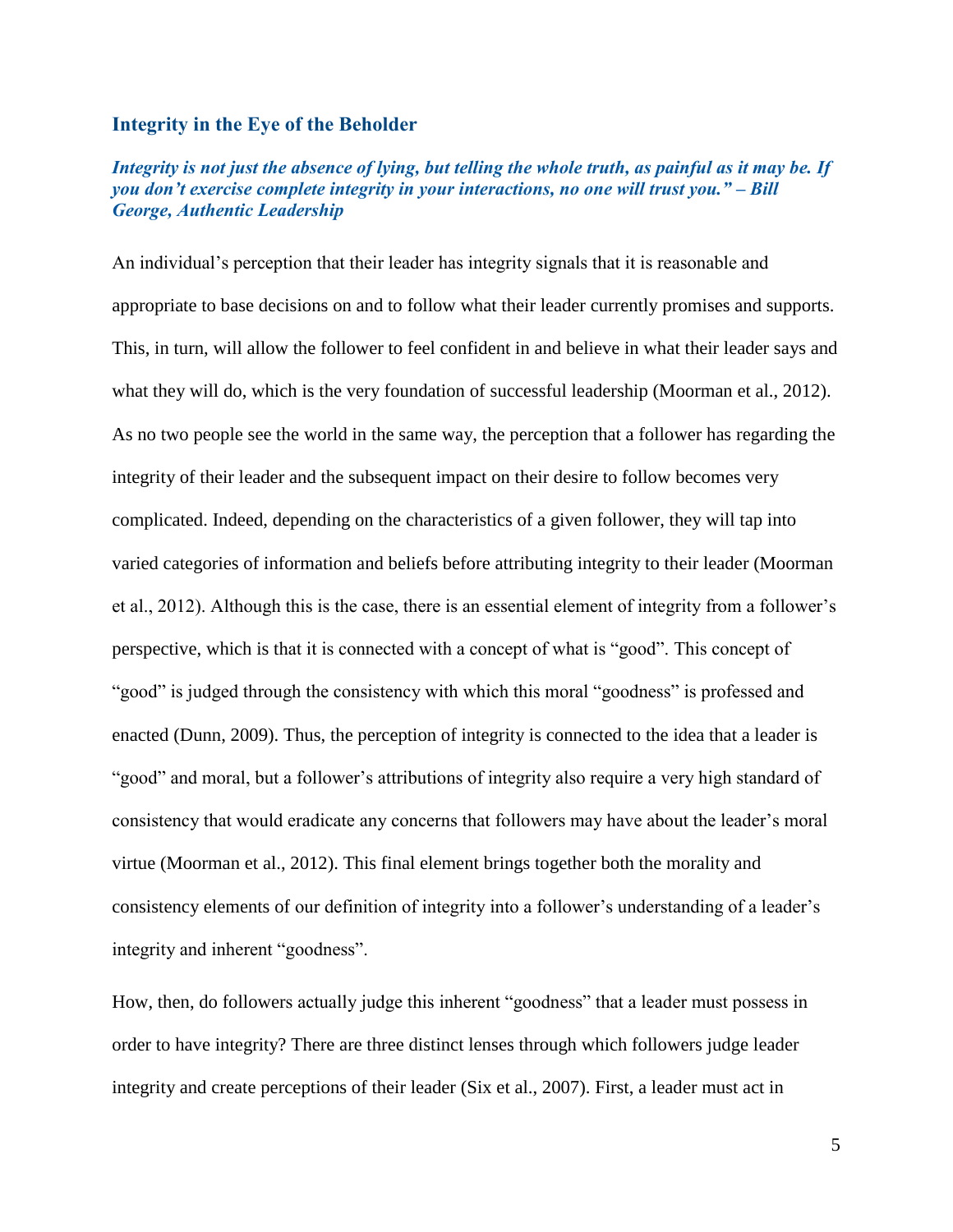### Integrity in the Eye of the Beholder

***Integrity is not just the absence of lying, but telling the whole truth, as painful as it may be. If you don't exercise complete integrity in your interactions, no one will trust you." – Bill George, Authentic Leadership***

An individual's perception that their leader has integrity signals that it is reasonable and appropriate to base decisions on and to follow what their leader currently promises and supports. This, in turn, will allow the follower to feel confident in and believe in what their leader says and what they will do, which is the very foundation of successful leadership (Moorman et al., 2012). As no two people see the world in the same way, the perception that a follower has regarding the integrity of their leader and the subsequent impact on their desire to follow becomes very complicated. Indeed, depending on the characteristics of a given follower, they will tap into varied categories of information and beliefs before attributing integrity to their leader (Moorman et al., 2012). Although this is the case, there is an essential element of integrity from a follower's perspective, which is that it is connected with a concept of what is "good". This concept of "good" is judged through the consistency with which this moral "goodness" is professed and enacted (Dunn, 2009). Thus, the perception of integrity is connected to the idea that a leader is "good" and moral, but a follower's attributions of integrity also require a very high standard of consistency that would eradicate any concerns that followers may have about the leader's moral virtue (Moorman et al., 2012). This final element brings together both the morality and consistency elements of our definition of integrity into a follower's understanding of a leader's integrity and inherent "goodness".

How, then, do followers actually judge this inherent "goodness" that a leader must possess in order to have integrity? There are three distinct lenses through which followers judge leader integrity and create perceptions of their leader (Six et al., 2007). First, a leader must act in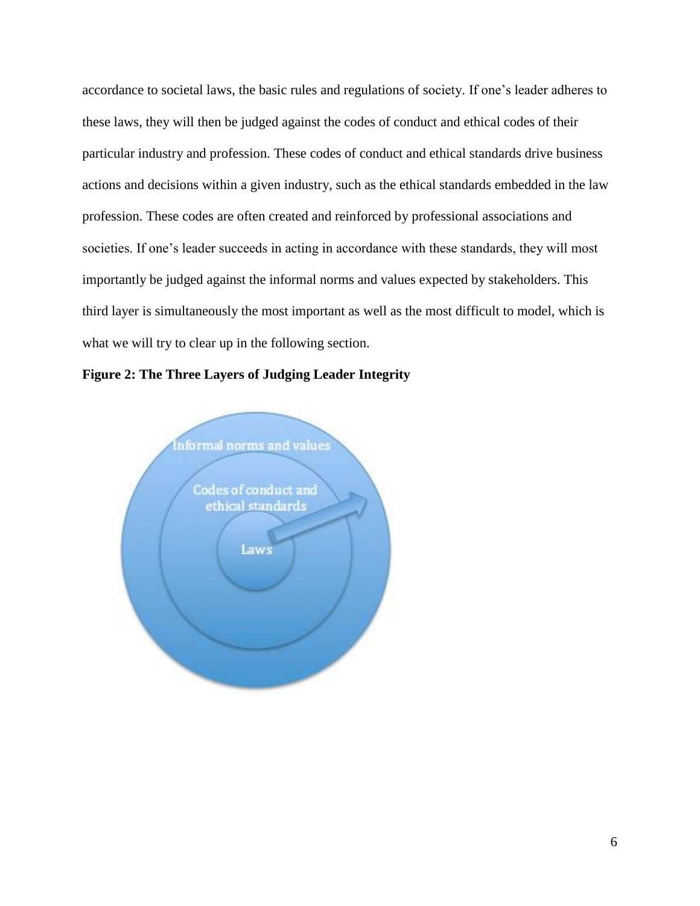accordance to societal laws, the basic rules and regulations of society. If one's leader adheres to these laws, they will then be judged against the codes of conduct and ethical codes of their particular industry and profession. These codes of conduct and ethical standards drive business actions and decisions within a given industry, such as the ethical standards embedded in the law profession. These codes are often created and reinforced by professional associations and societies. If one's leader succeeds in acting in accordance with these standards, they will most importantly be judged against the informal norms and values expected by stakeholders. This third layer is simultaneously the most important as well as the most difficult to model, which is what we will try to clear up in the following section.

**Figure 2: The Three Layers of Judging Leader Integrity**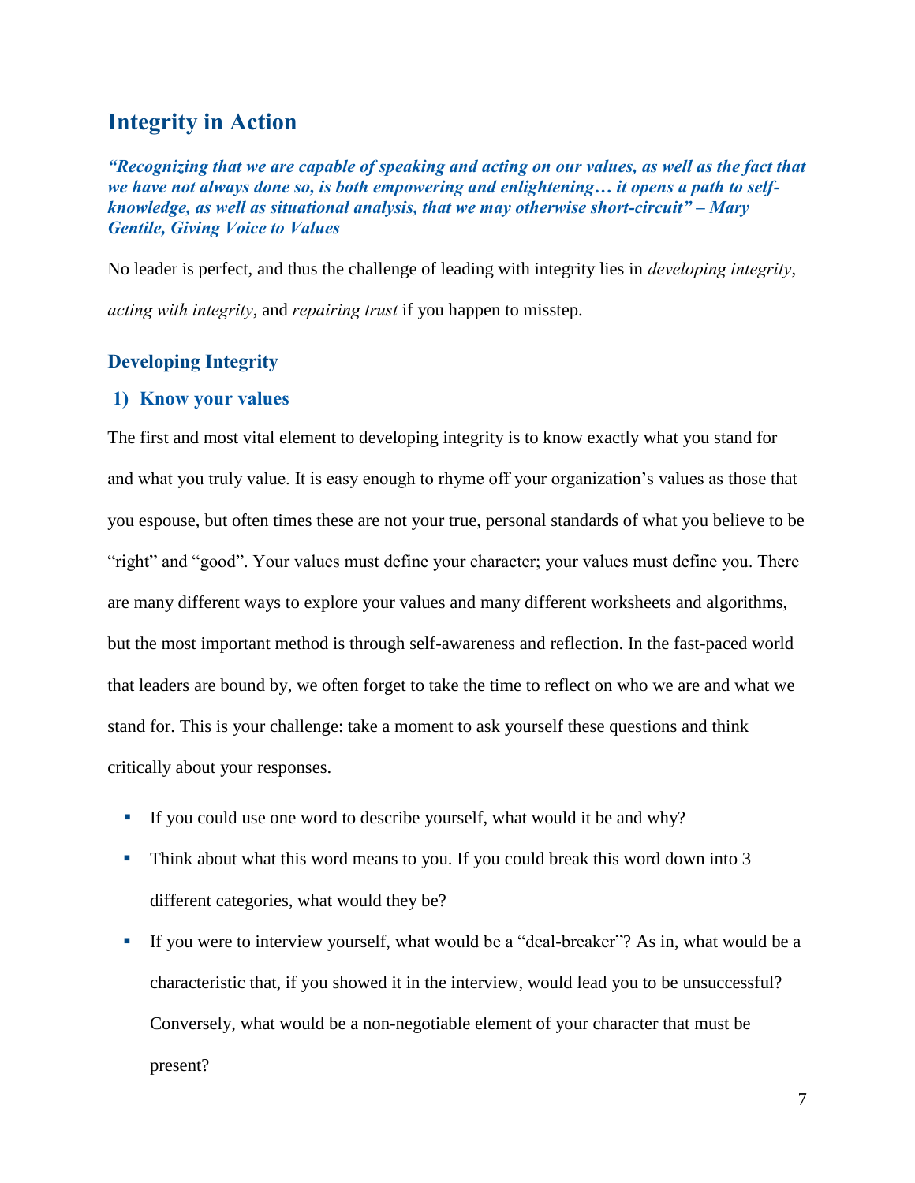## Integrity in Action

***"Recognizing that we are capable of speaking and acting on our values, as well as the fact that we have not always done so, is both empowering and enlightening… it opens a path to self-knowledge, as well as situational analysis, that we may otherwise short-circuit" – Mary Gentile, Giving Voice to Values***

No leader is perfect, and thus the challenge of leading with integrity lies in *developing integrity*, *acting with integrity*, and *repairing trust* if you happen to misstep.

### Developing Integrity

#### 1) Know your values

The first and most vital element to developing integrity is to know exactly what you stand for and what you truly value. It is easy enough to rhyme off your organization's values as those that you espouse, but often times these are not your true, personal standards of what you believe to be "right" and "good". Your values must define your character; your values must define you. There are many different ways to explore your values and many different worksheets and algorithms, but the most important method is through self-awareness and reflection. In the fast-paced world that leaders are bound by, we often forget to take the time to reflect on who we are and what we stand for. This is your challenge: take a moment to ask yourself these questions and think critically about your responses.

- If you could use one word to describe yourself, what would it be and why?
- Think about what this word means to you. If you could break this word down into 3 different categories, what would they be?
- If you were to interview yourself, what would be a "deal-breaker"? As in, what would be a characteristic that, if you showed it in the interview, would lead you to be unsuccessful? Conversely, what would be a non-negotiable element of your character that must be present?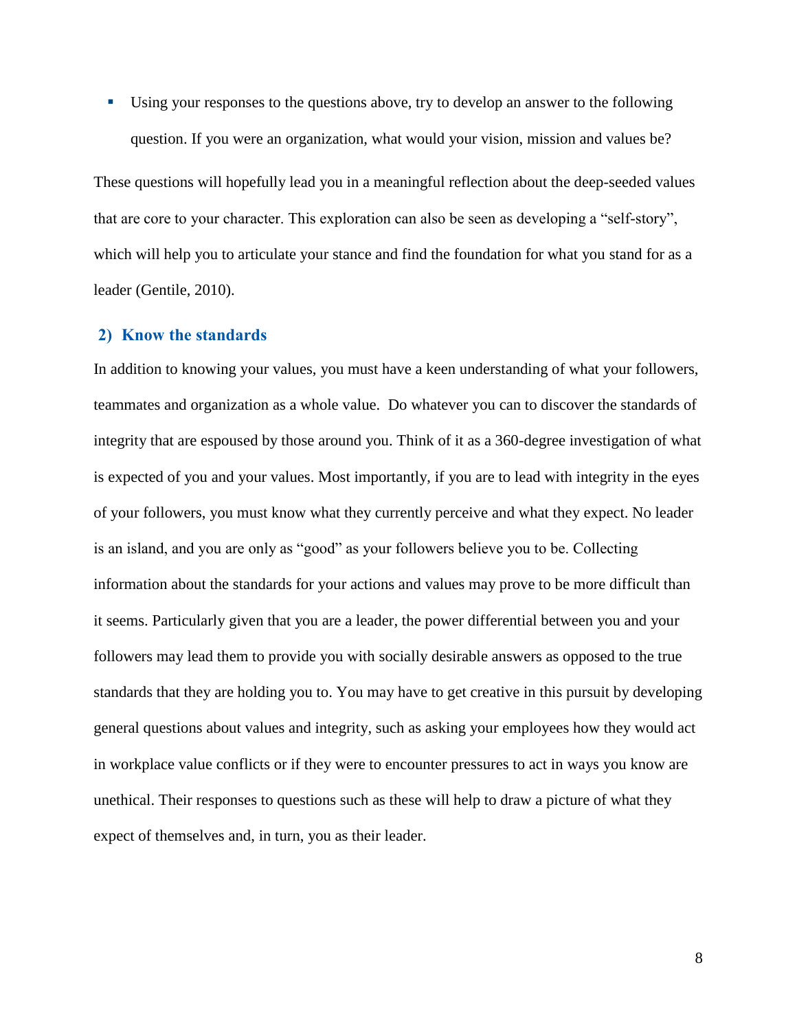- Using your responses to the questions above, try to develop an answer to the following question. If you were an organization, what would your vision, mission and values be?

These questions will hopefully lead you in a meaningful reflection about the deep-seeded values that are core to your character. This exploration can also be seen as developing a "self-story", which will help you to articulate your stance and find the foundation for what you stand for as a leader (Gentile, 2010).

### 2) Know the standards

In addition to knowing your values, you must have a keen understanding of what your followers, teammates and organization as a whole value. Do whatever you can to discover the standards of integrity that are espoused by those around you. Think of it as a 360-degree investigation of what is expected of you and your values. Most importantly, if you are to lead with integrity in the eyes of your followers, you must know what they currently perceive and what they expect. No leader is an island, and you are only as "good" as your followers believe you to be. Collecting information about the standards for your actions and values may prove to be more difficult than it seems. Particularly given that you are a leader, the power differential between you and your followers may lead them to provide you with socially desirable answers as opposed to the true standards that they are holding you to. You may have to get creative in this pursuit by developing general questions about values and integrity, such as asking your employees how they would act in workplace value conflicts or if they were to encounter pressures to act in ways you know are unethical. Their responses to questions such as these will help to draw a picture of what they expect of themselves and, in turn, you as their leader.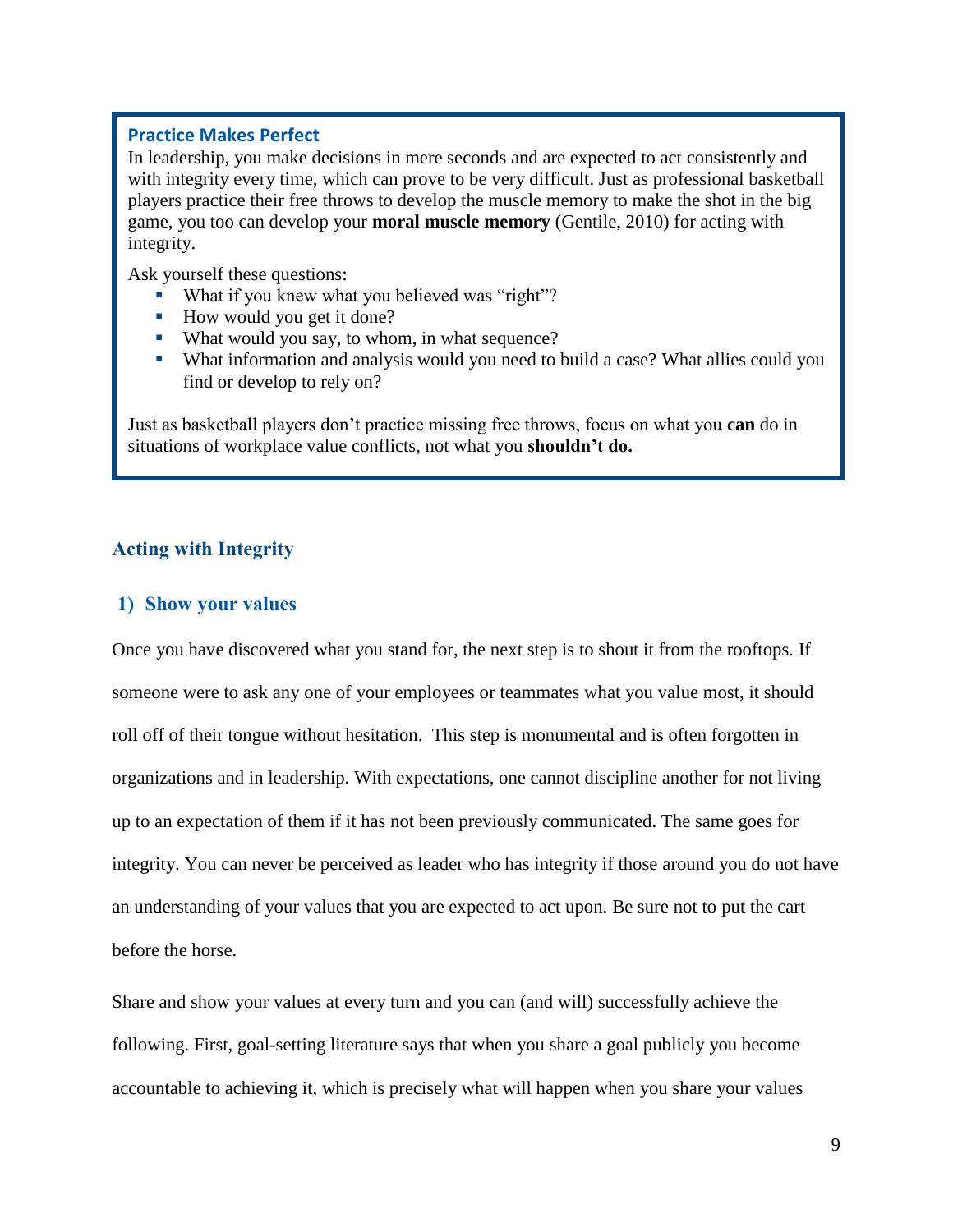### Practice Makes Perfect

In leadership, you make decisions in mere seconds and are expected to act consistently and with integrity every time, which can prove to be very difficult. Just as professional basketball players practice their free throws to develop the muscle memory to make the shot in the big game, you too can develop your **moral muscle memory** (Gentile, 2010) for acting with integrity.

Ask yourself these questions:

- What if you knew what you believed was "right"?
- How would you get it done?
- What would you say, to whom, in what sequence?
- What information and analysis would you need to build a case? What allies could you find or develop to rely on?

Just as basketball players don't practice missing free throws, focus on what you **can** do in situations of workplace value conflicts, not what you **shouldn't do.**

## Acting with Integrity

### 1) Show your values

Once you have discovered what you stand for, the next step is to shout it from the rooftops. If someone were to ask any one of your employees or teammates what you value most, it should roll off of their tongue without hesitation. This step is monumental and is often forgotten in organizations and in leadership. With expectations, one cannot discipline another for not living up to an expectation of them if it has not been previously communicated. The same goes for integrity. You can never be perceived as leader who has integrity if those around you do not have an understanding of your values that you are expected to act upon. Be sure not to put the cart before the horse.

Share and show your values at every turn and you can (and will) successfully achieve the following. First, goal-setting literature says that when you share a goal publicly you become accountable to achieving it, which is precisely what will happen when you share your values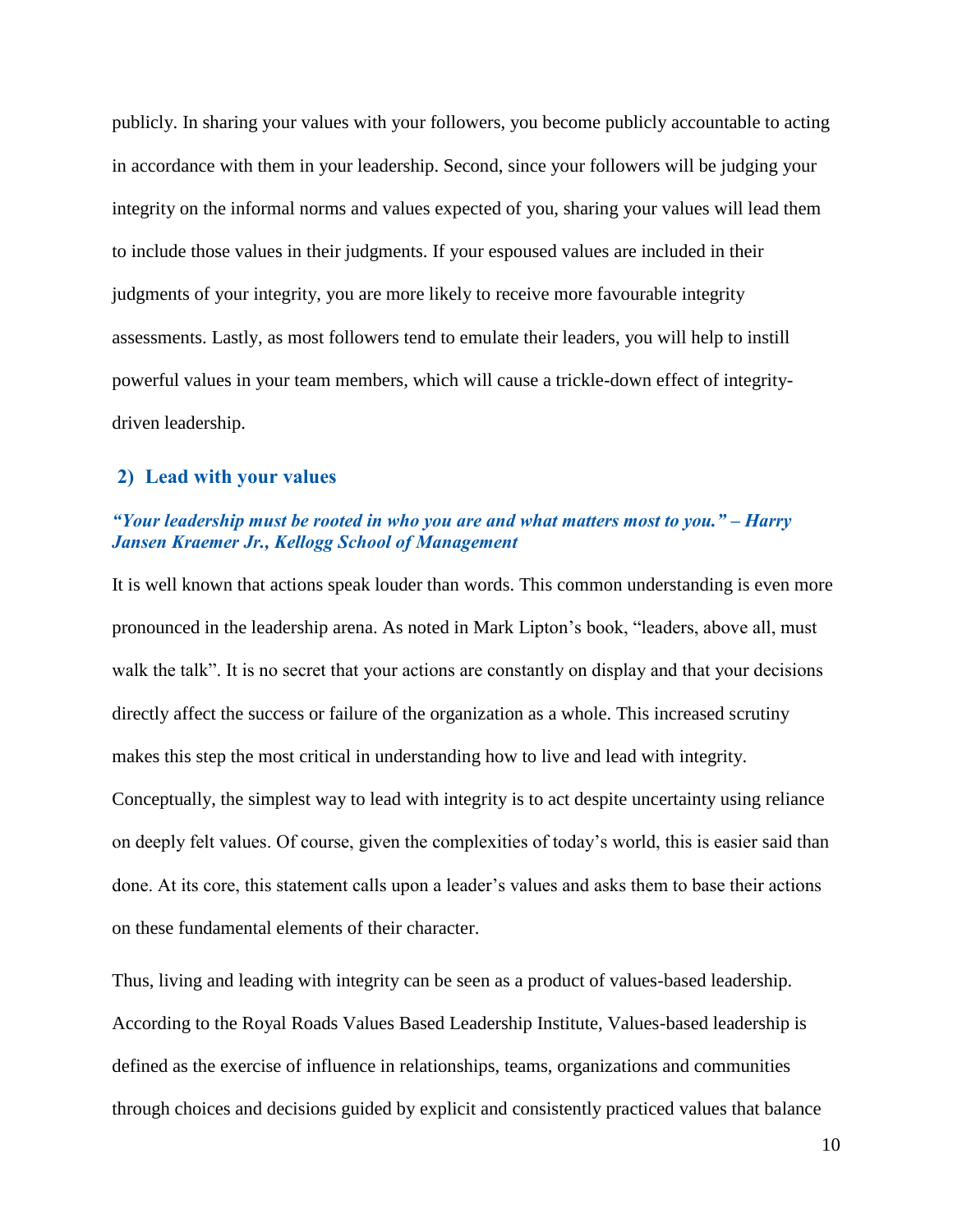publicly. In sharing your values with your followers, you become publicly accountable to acting in accordance with them in your leadership. Second, since your followers will be judging your integrity on the informal norms and values expected of you, sharing your values will lead them to include those values in their judgments. If your espoused values are included in their judgments of your integrity, you are more likely to receive more favourable integrity assessments. Lastly, as most followers tend to emulate their leaders, you will help to instill powerful values in your team members, which will cause a trickle-down effect of integrity-driven leadership.

## 2) Lead with your values

***"Your leadership must be rooted in who you are and what matters most to you." – Harry Jansen Kraemer Jr., Kellogg School of Management***

It is well known that actions speak louder than words. This common understanding is even more pronounced in the leadership arena. As noted in Mark Lipton's book, "leaders, above all, must walk the talk". It is no secret that your actions are constantly on display and that your decisions directly affect the success or failure of the organization as a whole. This increased scrutiny makes this step the most critical in understanding how to live and lead with integrity. Conceptually, the simplest way to lead with integrity is to act despite uncertainty using reliance on deeply felt values. Of course, given the complexities of today's world, this is easier said than done. At its core, this statement calls upon a leader's values and asks them to base their actions on these fundamental elements of their character.

Thus, living and leading with integrity can be seen as a product of values-based leadership. According to the Royal Roads Values Based Leadership Institute, Values-based leadership is defined as the exercise of influence in relationships, teams, organizations and communities through choices and decisions guided by explicit and consistently practiced values that balance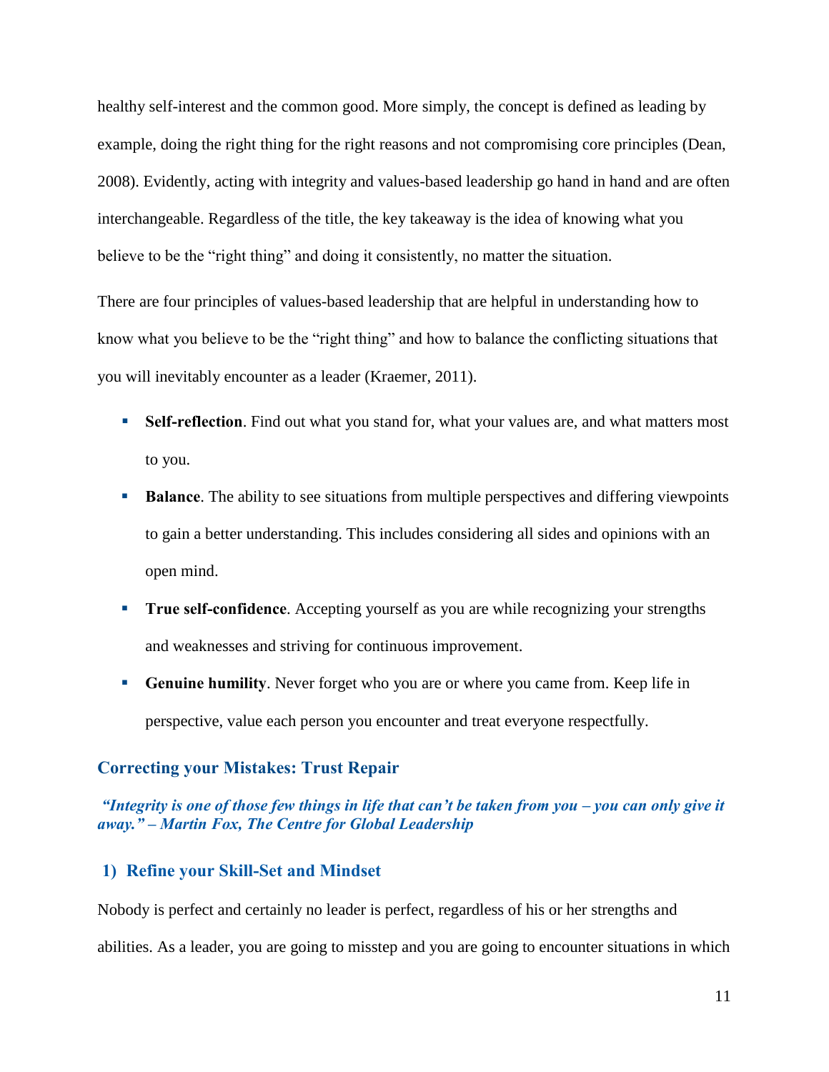healthy self-interest and the common good. More simply, the concept is defined as leading by example, doing the right thing for the right reasons and not compromising core principles (Dean, 2008). Evidently, acting with integrity and values-based leadership go hand in hand and are often interchangeable. Regardless of the title, the key takeaway is the idea of knowing what you believe to be the "right thing" and doing it consistently, no matter the situation.

There are four principles of values-based leadership that are helpful in understanding how to know what you believe to be the "right thing" and how to balance the conflicting situations that you will inevitably encounter as a leader (Kraemer, 2011).

- **Self-reflection**. Find out what you stand for, what your values are, and what matters most to you.
- **Balance**. The ability to see situations from multiple perspectives and differing viewpoints to gain a better understanding. This includes considering all sides and opinions with an open mind.
- **True self-confidence**. Accepting yourself as you are while recognizing your strengths and weaknesses and striving for continuous improvement.
- **Genuine humility**. Never forget who you are or where you came from. Keep life in perspective, value each person you encounter and treat everyone respectfully.

## Correcting your Mistakes: Trust Repair

***"Integrity is one of those few things in life that can't be taken from you – you can only give it away." – Martin Fox, The Centre for Global Leadership***

### 1) Refine your Skill-Set and Mindset

Nobody is perfect and certainly no leader is perfect, regardless of his or her strengths and abilities. As a leader, you are going to misstep and you are going to encounter situations in which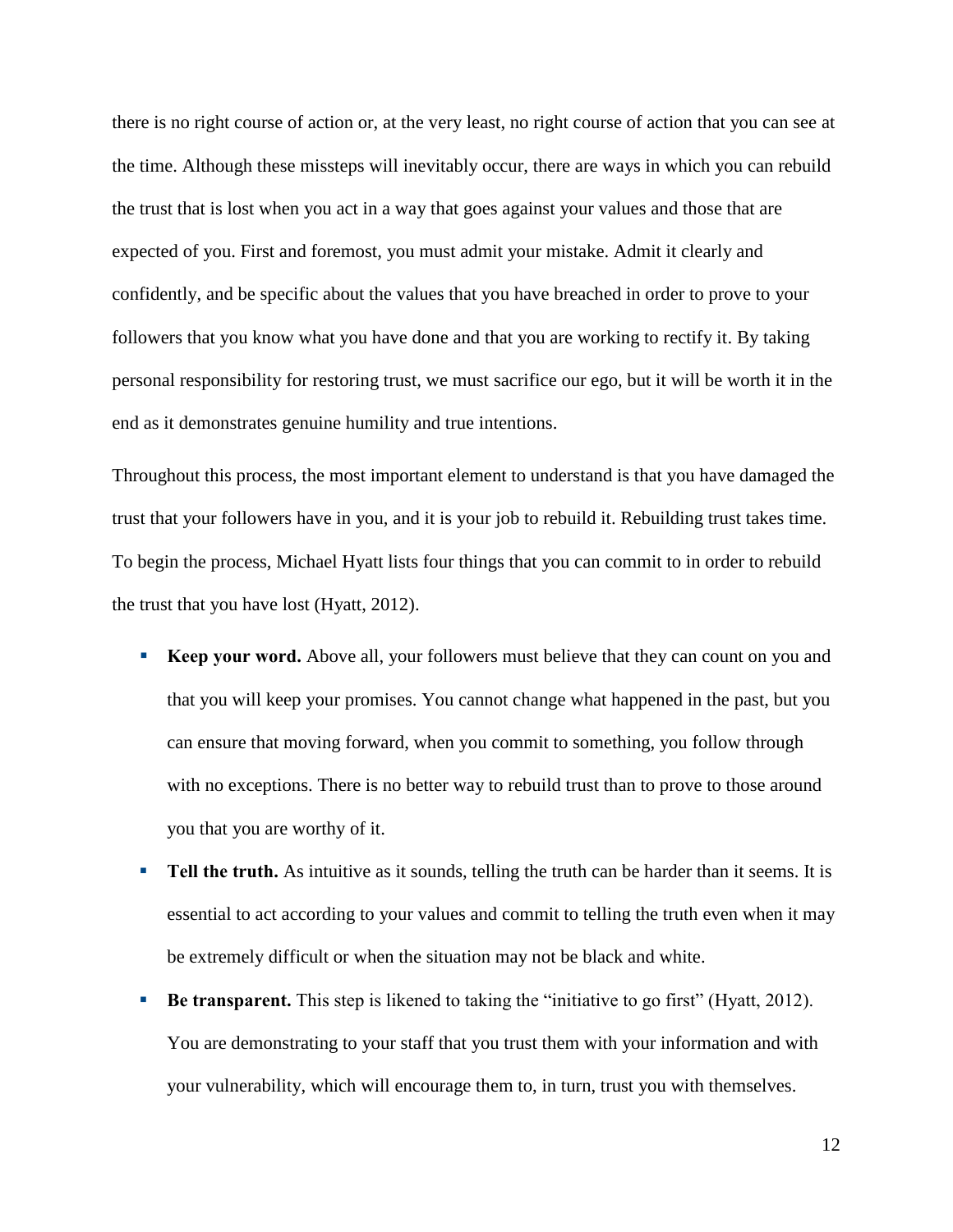there is no right course of action or, at the very least, no right course of action that you can see at the time. Although these missteps will inevitably occur, there are ways in which you can rebuild the trust that is lost when you act in a way that goes against your values and those that are expected of you. First and foremost, you must admit your mistake. Admit it clearly and confidently, and be specific about the values that you have breached in order to prove to your followers that you know what you have done and that you are working to rectify it. By taking personal responsibility for restoring trust, we must sacrifice our ego, but it will be worth it in the end as it demonstrates genuine humility and true intentions.

Throughout this process, the most important element to understand is that you have damaged the trust that your followers have in you, and it is your job to rebuild it. Rebuilding trust takes time. To begin the process, Michael Hyatt lists four things that you can commit to in order to rebuild the trust that you have lost (Hyatt, 2012).

- **Keep your word.** Above all, your followers must believe that they can count on you and that you will keep your promises. You cannot change what happened in the past, but you can ensure that moving forward, when you commit to something, you follow through with no exceptions. There is no better way to rebuild trust than to prove to those around you that you are worthy of it.
- **Tell the truth.** As intuitive as it sounds, telling the truth can be harder than it seems. It is essential to act according to your values and commit to telling the truth even when it may be extremely difficult or when the situation may not be black and white.
- **Be transparent.** This step is likened to taking the "initiative to go first" (Hyatt, 2012). You are demonstrating to your staff that you trust them with your information and with your vulnerability, which will encourage them to, in turn, trust you with themselves.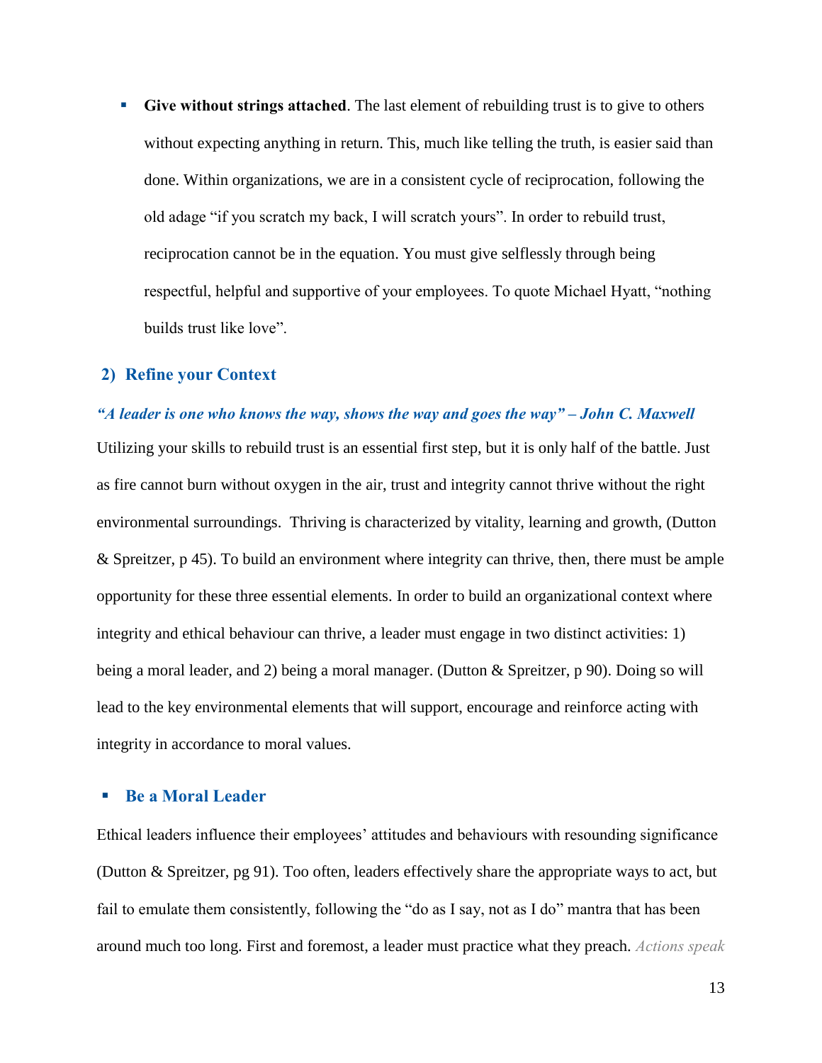- **Give without strings attached**. The last element of rebuilding trust is to give to others without expecting anything in return. This, much like telling the truth, is easier said than done. Within organizations, we are in a consistent cycle of reciprocation, following the old adage "if you scratch my back, I will scratch yours". In order to rebuild trust, reciprocation cannot be in the equation. You must give selflessly through being respectful, helpful and supportive of your employees. To quote Michael Hyatt, "nothing builds trust like love".

## 2) Refine your Context

***"A leader is one who knows the way, shows the way and goes the way" – John C. Maxwell***

Utilizing your skills to rebuild trust is an essential first step, but it is only half of the battle. Just as fire cannot burn without oxygen in the air, trust and integrity cannot thrive without the right environmental surroundings. Thriving is characterized by vitality, learning and growth, (Dutton & Spreitzer, p 45). To build an environment where integrity can thrive, then, there must be ample opportunity for these three essential elements. In order to build an organizational context where integrity and ethical behaviour can thrive, a leader must engage in two distinct activities: 1) being a moral leader, and 2) being a moral manager. (Dutton & Spreitzer, p 90). Doing so will lead to the key environmental elements that will support, encourage and reinforce acting with integrity in accordance to moral values.

### Be a Moral Leader

Ethical leaders influence their employees' attitudes and behaviours with resounding significance (Dutton & Spreitzer, pg 91). Too often, leaders effectively share the appropriate ways to act, but fail to emulate them consistently, following the "do as I say, not as I do" mantra that has been around much too long. First and foremost, a leader must practice what they preach. *Actions speak*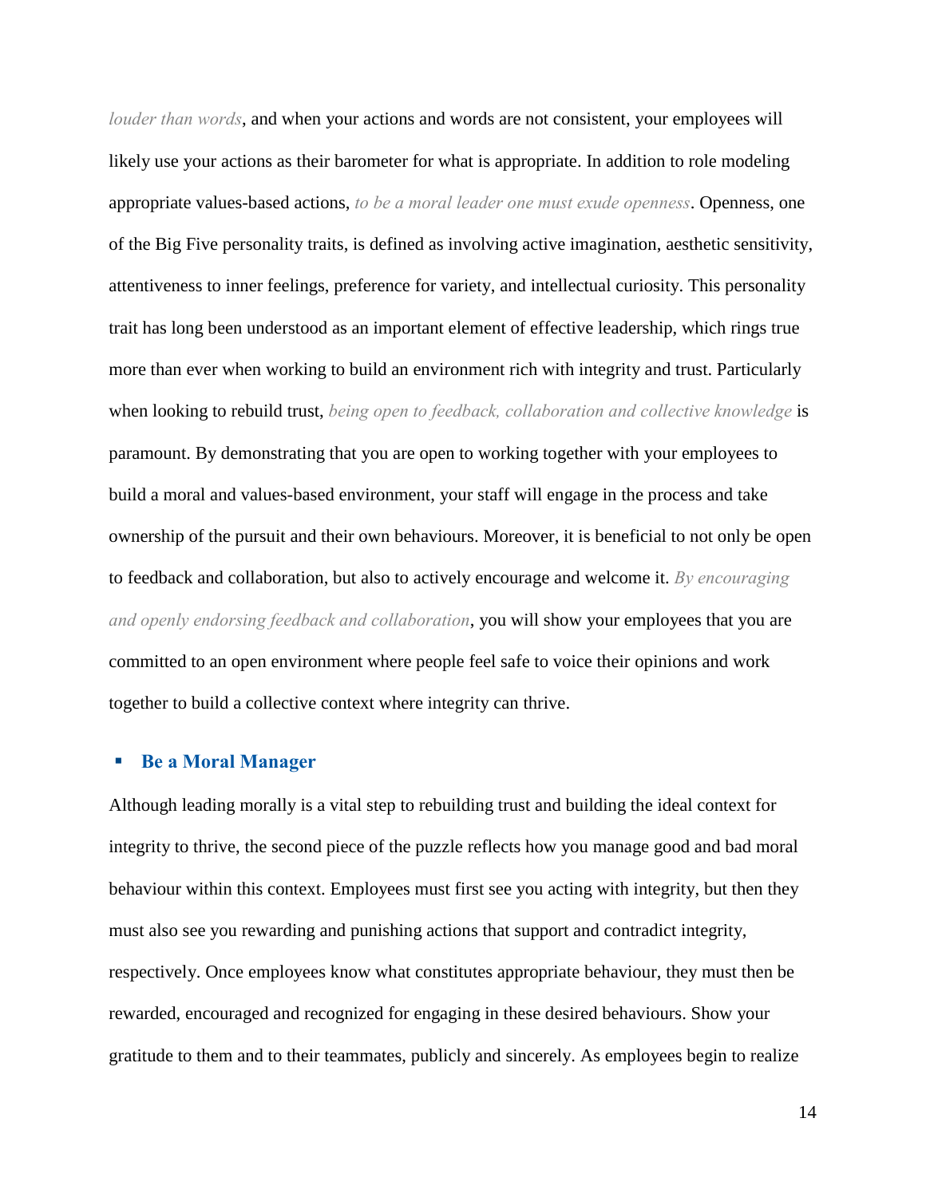*louder than words*, and when your actions and words are not consistent, your employees will likely use your actions as their barometer for what is appropriate. In addition to role modeling appropriate values-based actions, *to be a moral leader one must exude openness*. Openness, one of the Big Five personality traits, is defined as involving active imagination, aesthetic sensitivity, attentiveness to inner feelings, preference for variety, and intellectual curiosity. This personality trait has long been understood as an important element of effective leadership, which rings true more than ever when working to build an environment rich with integrity and trust. Particularly when looking to rebuild trust, *being open to feedback, collaboration and collective knowledge* is paramount. By demonstrating that you are open to working together with your employees to build a moral and values-based environment, your staff will engage in the process and take ownership of the pursuit and their own behaviours. Moreover, it is beneficial to not only be open to feedback and collaboration, but also to actively encourage and welcome it. *By encouraging and openly endorsing feedback and collaboration*, you will show your employees that you are committed to an open environment where people feel safe to voice their opinions and work together to build a collective context where integrity can thrive.

- **Be a Moral Manager**

Although leading morally is a vital step to rebuilding trust and building the ideal context for integrity to thrive, the second piece of the puzzle reflects how you manage good and bad moral behaviour within this context. Employees must first see you acting with integrity, but then they must also see you rewarding and punishing actions that support and contradict integrity, respectively. Once employees know what constitutes appropriate behaviour, they must then be rewarded, encouraged and recognized for engaging in these desired behaviours. Show your gratitude to them and to their teammates, publicly and sincerely. As employees begin to realize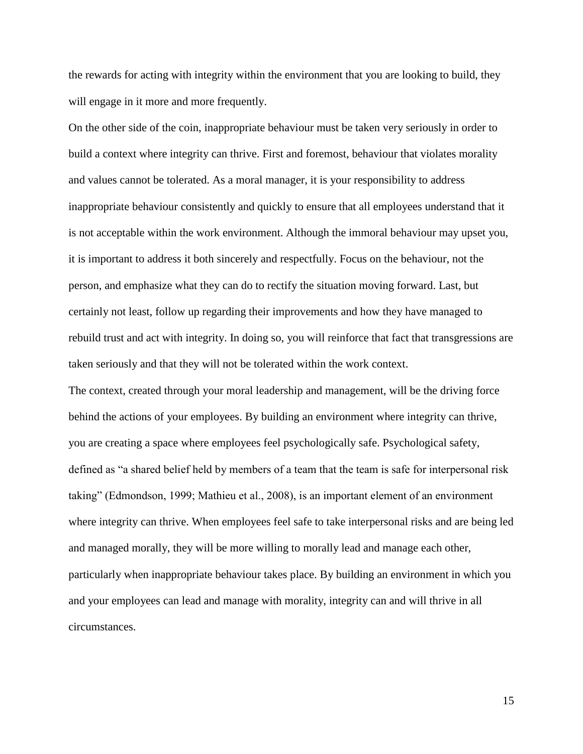the rewards for acting with integrity within the environment that you are looking to build, they will engage in it more and more frequently.

On the other side of the coin, inappropriate behaviour must be taken very seriously in order to build a context where integrity can thrive. First and foremost, behaviour that violates morality and values cannot be tolerated. As a moral manager, it is your responsibility to address inappropriate behaviour consistently and quickly to ensure that all employees understand that it is not acceptable within the work environment. Although the immoral behaviour may upset you, it is important to address it both sincerely and respectfully. Focus on the behaviour, not the person, and emphasize what they can do to rectify the situation moving forward. Last, but certainly not least, follow up regarding their improvements and how they have managed to rebuild trust and act with integrity. In doing so, you will reinforce that fact that transgressions are taken seriously and that they will not be tolerated within the work context.

The context, created through your moral leadership and management, will be the driving force behind the actions of your employees. By building an environment where integrity can thrive, you are creating a space where employees feel psychologically safe. Psychological safety, defined as "a shared belief held by members of a team that the team is safe for interpersonal risk taking" (Edmondson, 1999; Mathieu et al., 2008), is an important element of an environment where integrity can thrive. When employees feel safe to take interpersonal risks and are being led and managed morally, they will be more willing to morally lead and manage each other, particularly when inappropriate behaviour takes place. By building an environment in which you and your employees can lead and manage with morality, integrity can and will thrive in all circumstances.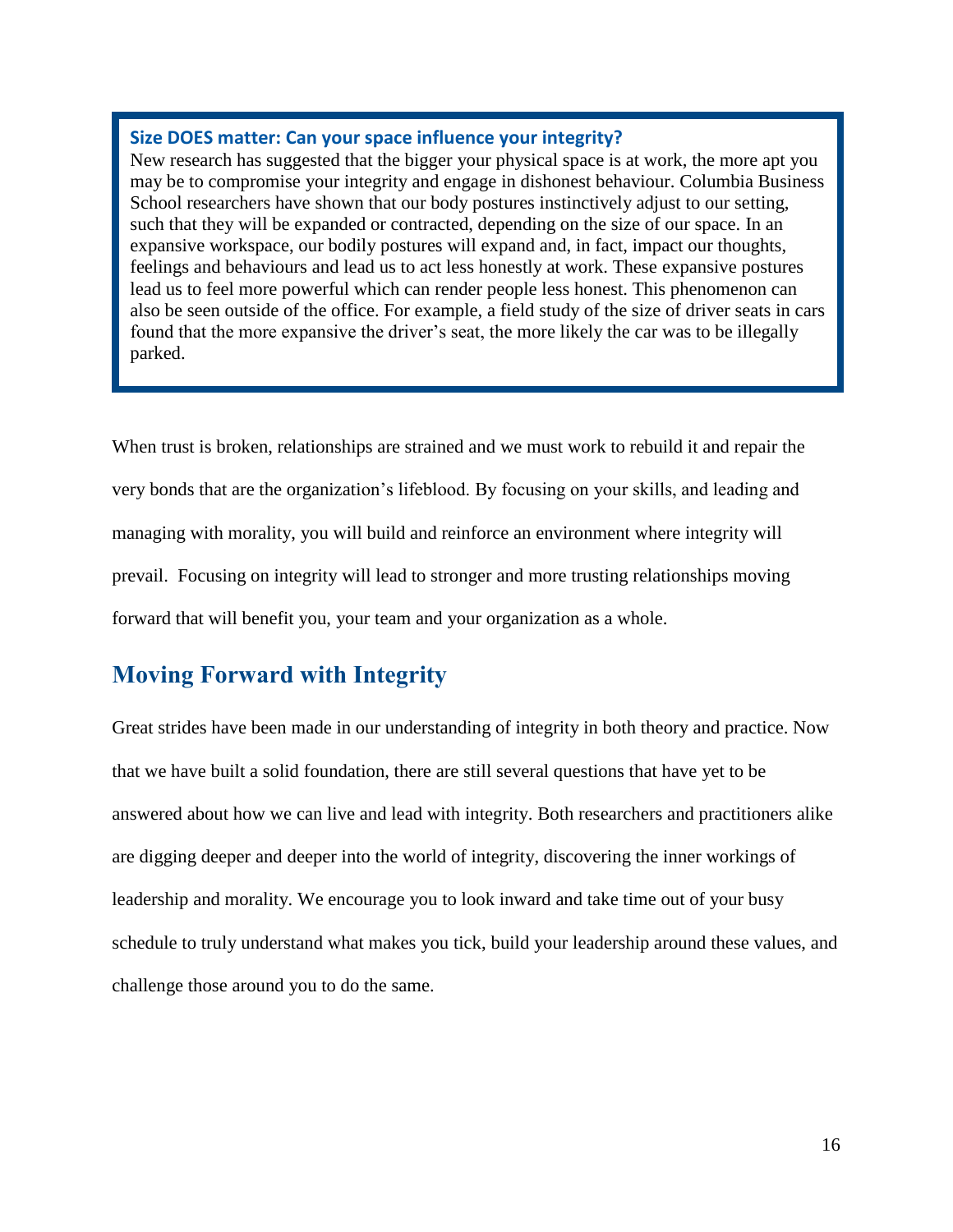> **Size DOES matter: Can your space influence your integrity?**
> New research has suggested that the bigger your physical space is at work, the more apt you may be to compromise your integrity and engage in dishonest behaviour. Columbia Business School researchers have shown that our body postures instinctively adjust to our setting, such that they will be expanded or contracted, depending on the size of our space. In an expansive workspace, our bodily postures will expand and, in fact, impact our thoughts, feelings and behaviours and lead us to act less honestly at work. These expansive postures lead us to feel more powerful which can render people less honest. This phenomenon can also be seen outside of the office. For example, a field study of the size of driver seats in cars found that the more expansive the driver's seat, the more likely the car was to be illegally parked.

When trust is broken, relationships are strained and we must work to rebuild it and repair the very bonds that are the organization's lifeblood. By focusing on your skills, and leading and managing with morality, you will build and reinforce an environment where integrity will prevail. Focusing on integrity will lead to stronger and more trusting relationships moving forward that will benefit you, your team and your organization as a whole.

## Moving Forward with Integrity

Great strides have been made in our understanding of integrity in both theory and practice. Now that we have built a solid foundation, there are still several questions that have yet to be answered about how we can live and lead with integrity. Both researchers and practitioners alike are digging deeper and deeper into the world of integrity, discovering the inner workings of leadership and morality. We encourage you to look inward and take time out of your busy schedule to truly understand what makes you tick, build your leadership around these values, and challenge those around you to do the same.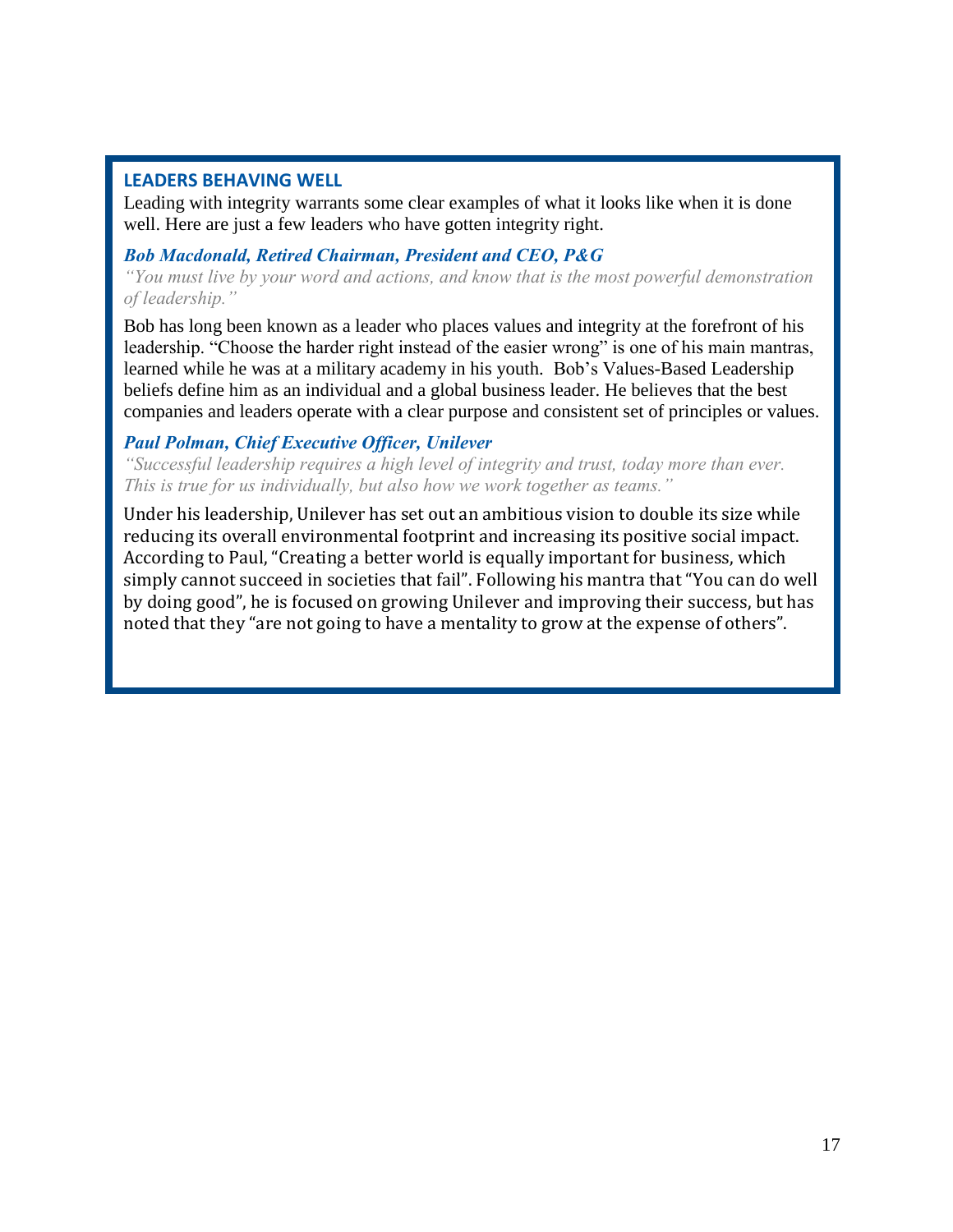## LEADERS BEHAVING WELL

Leading with integrity warrants some clear examples of what it looks like when it is done well. Here are just a few leaders who have gotten integrity right.

### *Bob Macdonald, Retired Chairman, President and CEO, P&G*

*"You must live by your word and actions, and know that is the most powerful demonstration of leadership."*

Bob has long been known as a leader who places values and integrity at the forefront of his leadership. "Choose the harder right instead of the easier wrong" is one of his main mantras, learned while he was at a military academy in his youth. Bob's Values-Based Leadership beliefs define him as an individual and a global business leader. He believes that the best companies and leaders operate with a clear purpose and consistent set of principles or values.

### *Paul Polman, Chief Executive Officer, Unilever*

*"Successful leadership requires a high level of integrity and trust, today more than ever. This is true for us individually, but also how we work together as teams."*

Under his leadership, Unilever has set out an ambitious vision to double its size while reducing its overall environmental footprint and increasing its positive social impact. According to Paul, "Creating a better world is equally important for business, which simply cannot succeed in societies that fail". Following his mantra that "You can do well by doing good", he is focused on growing Unilever and improving their success, but has noted that they "are not going to have a mentality to grow at the expense of others".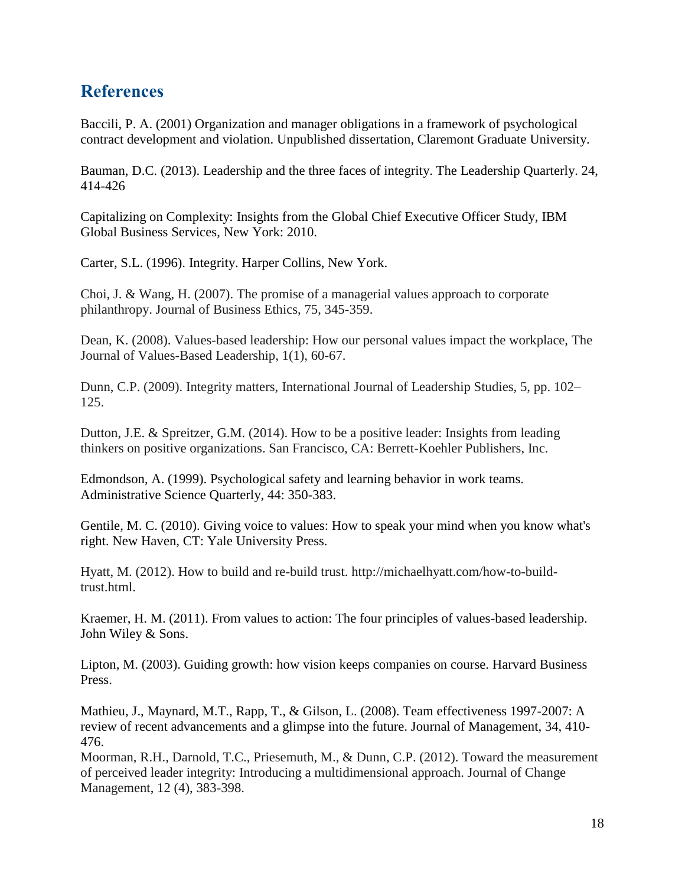## References

Baccili, P. A. (2001) Organization and manager obligations in a framework of psychological contract development and violation. Unpublished dissertation, Claremont Graduate University.

Bauman, D.C. (2013). Leadership and the three faces of integrity. The Leadership Quarterly. 24, 414-426

Capitalizing on Complexity: Insights from the Global Chief Executive Officer Study, IBM Global Business Services, New York: 2010.

Carter, S.L. (1996). Integrity. Harper Collins, New York.

Choi, J. & Wang, H. (2007). The promise of a managerial values approach to corporate philanthropy. Journal of Business Ethics, 75, 345-359.

Dean, K. (2008). Values-based leadership: How our personal values impact the workplace, The Journal of Values-Based Leadership, 1(1), 60-67.

Dunn, C.P. (2009). Integrity matters, International Journal of Leadership Studies, 5, pp. 102–125.

Dutton, J.E. & Spreitzer, G.M. (2014). How to be a positive leader: Insights from leading thinkers on positive organizations. San Francisco, CA: Berrett-Koehler Publishers, Inc.

Edmondson, A. (1999). Psychological safety and learning behavior in work teams. Administrative Science Quarterly, 44: 350-383.

Gentile, M. C. (2010). Giving voice to values: How to speak your mind when you know what's right. New Haven, CT: Yale University Press.

Hyatt, M. (2012). How to build and re-build trust. http://michaelhyatt.com/how-to-build-trust.html.

Kraemer, H. M. (2011). From values to action: The four principles of values-based leadership. John Wiley & Sons.

Lipton, M. (2003). Guiding growth: how vision keeps companies on course. Harvard Business Press.

Mathieu, J., Maynard, M.T., Rapp, T., & Gilson, L. (2008). Team effectiveness 1997-2007: A review of recent advancements and a glimpse into the future. Journal of Management, 34, 410-476.

Moorman, R.H., Darnold, T.C., Priesemuth, M., & Dunn, C.P. (2012). Toward the measurement of perceived leader integrity: Introducing a multidimensional approach. Journal of Change Management, 12 (4), 383-398.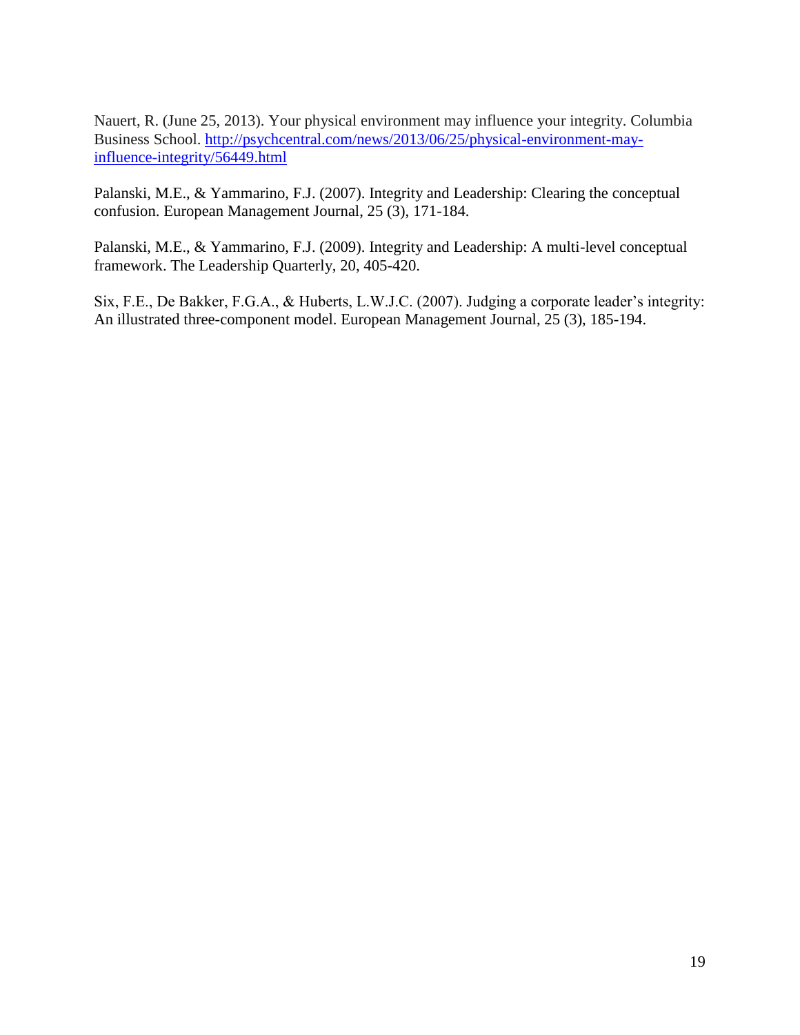Nauert, R. (June 25, 2013). Your physical environment may influence your integrity. Columbia Business School. [http://psychcentral.com/news/2013/06/25/physical-environment-may-influence-integrity/56449.html](http://psychcentral.com/news/2013/06/25/physical-environment-may-influence-integrity/56449.html)

Palanski, M.E., & Yammarino, F.J. (2007). Integrity and Leadership: Clearing the conceptual confusion. European Management Journal, 25 (3), 171-184.

Palanski, M.E., & Yammarino, F.J. (2009). Integrity and Leadership: A multi-level conceptual framework. The Leadership Quarterly, 20, 405-420.

Six, F.E., De Bakker, F.G.A., & Huberts, L.W.J.C. (2007). Judging a corporate leader's integrity: An illustrated three-component model. European Management Journal, 25 (3), 185-194.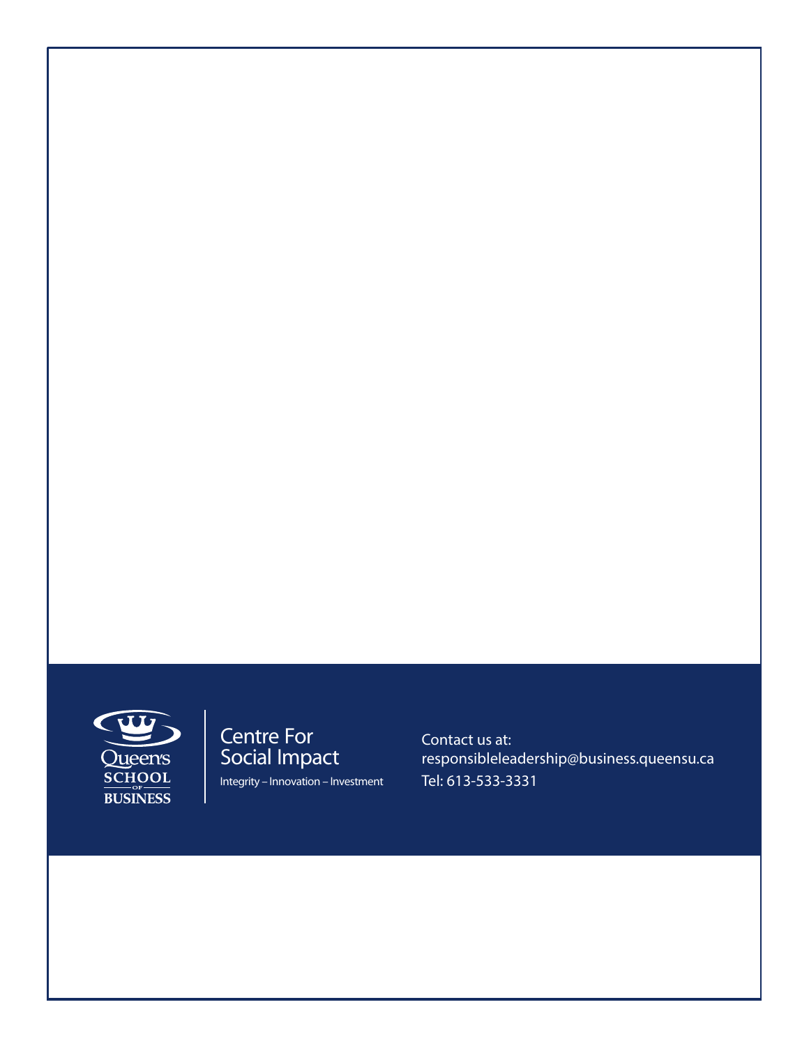Queen's SCHOOL OF BUSINESS

Centre For Social Impact

Integrity – Innovation – Investment

Contact us at:
responsibleleadership@business.queensu.ca
Tel: 613-533-3331